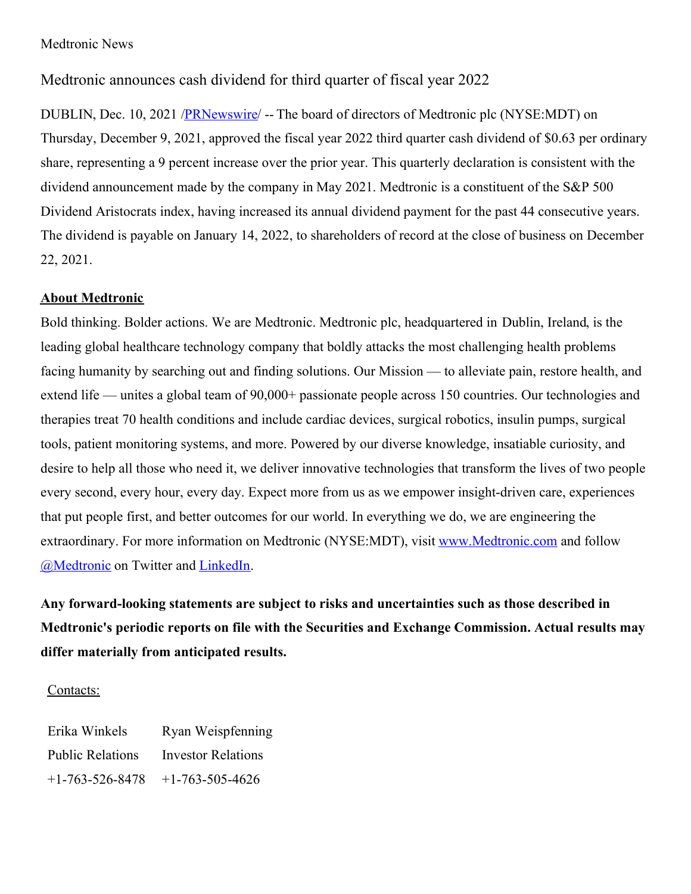Medtronic News

# Medtronic announces cash dividend for third quarter of fiscal year 2022

DUBLIN, Dec. 10, 2021 /PRNewswire/ -- The board of directors of Medtronic plc (NYSE:MDT) on Thursday, December 9, 2021, approved the fiscal year 2022 third quarter cash dividend of $0.63 per ordinary share, representing a 9 percent increase over the prior year. This quarterly declaration is consistent with the dividend announcement made by the company in May 2021. Medtronic is a constituent of the S&P 500 Dividend Aristocrats index, having increased its annual dividend payment for the past 44 consecutive years. The dividend is payable on January 14, 2022, to shareholders of record at the close of business on December 22, 2021.

**About Medtronic**

Bold thinking. Bolder actions. We are Medtronic. Medtronic plc, headquartered in Dublin, Ireland, is the leading global healthcare technology company that boldly attacks the most challenging health problems facing humanity by searching out and finding solutions. Our Mission — to alleviate pain, restore health, and extend life — unites a global team of 90,000+ passionate people across 150 countries. Our technologies and therapies treat 70 health conditions and include cardiac devices, surgical robotics, insulin pumps, surgical tools, patient monitoring systems, and more. Powered by our diverse knowledge, insatiable curiosity, and desire to help all those who need it, we deliver innovative technologies that transform the lives of two people every second, every hour, every day. Expect more from us as we empower insight-driven care, experiences that put people first, and better outcomes for our world. In everything we do, we are engineering the extraordinary. For more information on Medtronic (NYSE:MDT), visit www.Medtronic.com and follow @Medtronic on Twitter and LinkedIn.

**Any forward-looking statements are subject to risks and uncertainties such as those described in Medtronic's periodic reports on file with the Securities and Exchange Commission. Actual results may differ materially from anticipated results.**

Contacts:

| Erika Winkels | Ryan Weispfenning |
|---|---|
| Public Relations | Investor Relations |
| +1-763-526-8478 | +1-763-505-4626 |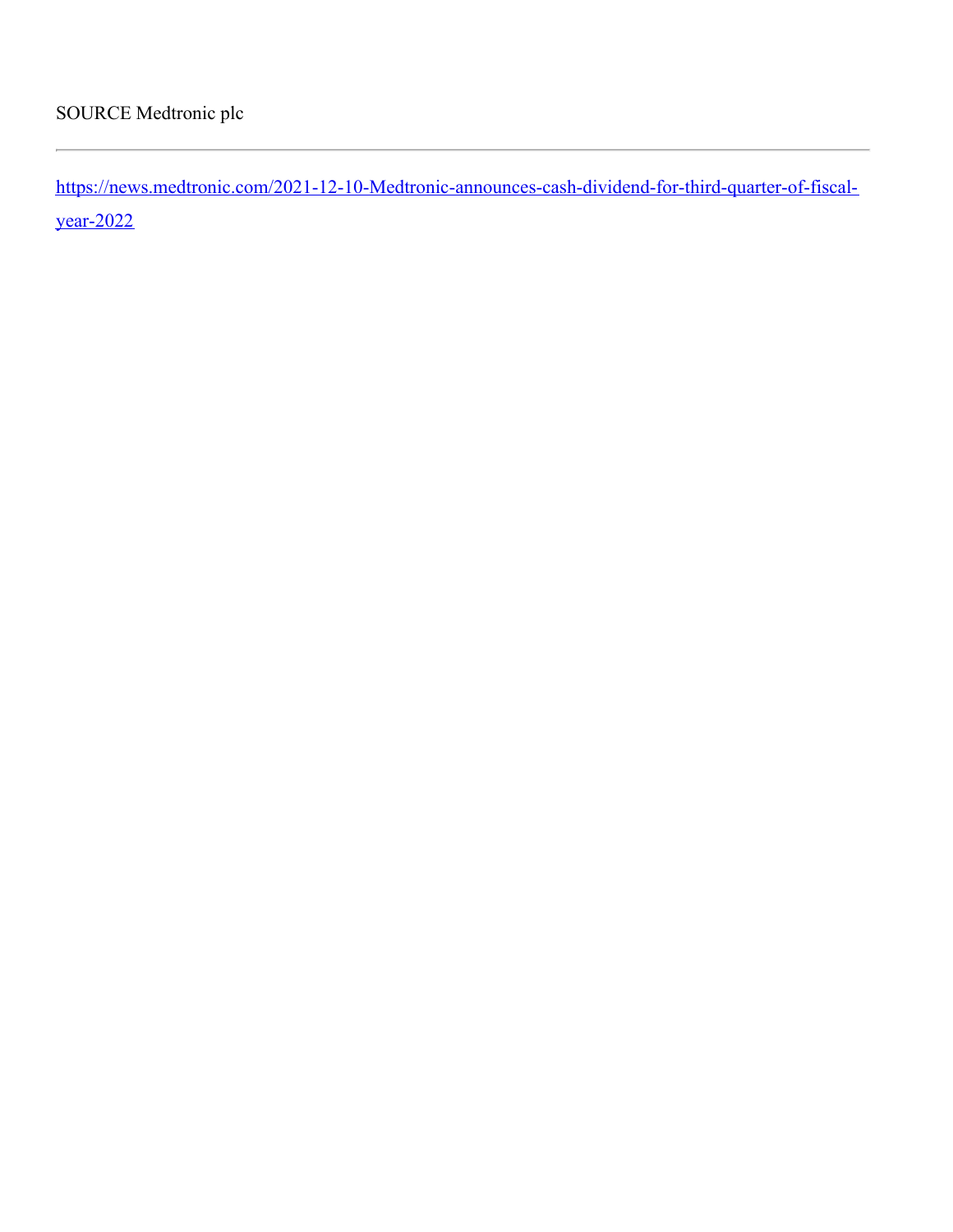SOURCE Medtronic plc

---

https://news.medtronic.com/2021-12-10-Medtronic-announces-cash-dividend-for-third-quarter-of-fiscal-year-2022